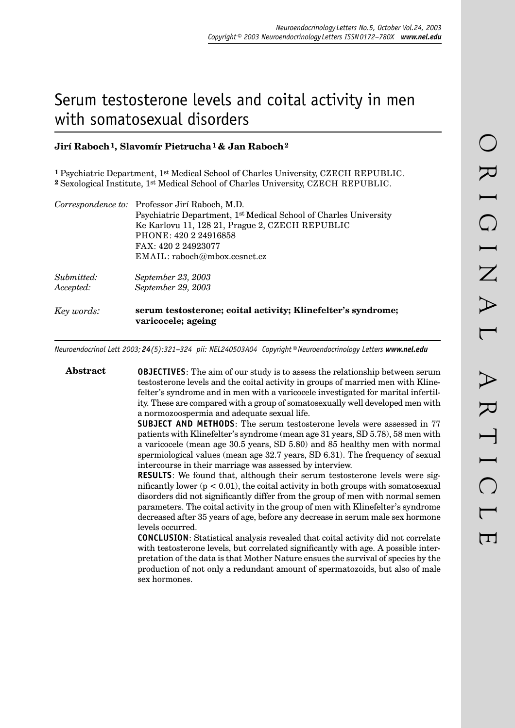# Serum testosterone levels and coital activity in men with somatosexual disorders

**Jirí Raboch [1], Slavomír Pietrucha [1] & Jan Raboch [2]**

[1] Psychiatric Department, 1st Medical School of Charles University, CZECH REPUBLIC.
[2] Sexological Institute, 1st Medical School of Charles University, CZECH REPUBLIC.

*Correspondence to:* Professor Jirí Raboch, M.D.
Psychiatric Department, 1st Medical School of Charles University
Ke Karlovu 11, 128 21, Prague 2, CZECH REPUBLIC
PHONE: 420 2 24916858
FAX: 420 2 24923077
EMAIL: raboch@mbox.cesnet.cz

*Submitted:* *September 23, 2003*
*Accepted:* *September 29, 2003*

*Key words:* **serum testosterone; coital activity; Klinefelter's syndrome; varicocele; ageing**

Neuroendocrinol Lett 2003; **24**(5):321–324 pii: NEL240503A04 Copyright © Neuroendocrinology Letters **www.nel.edu**

## Abstract

**OBJECTIVES**: The aim of our study is to assess the relationship between serum testosterone levels and the coital activity in groups of married men with Klinefelter's syndrome and in men with a varicocele investigated for marital infertility. These are compared with a group of somatosexually well developed men with a normozoospermia and adequate sexual life.

**SUBJECT AND METHODS**: The serum testosterone levels were assessed in 77 patients with Klinefelter's syndrome (mean age 31 years, SD 5.78), 58 men with a varicocele (mean age 30.5 years, SD 5.80) and 85 healthy men with normal spermiological values (mean age 32.7 years, SD 6.31). The frequency of sexual intercourse in their marriage was assessed by interview.

**RESULTS**: We found that, although their serum testosterone levels were significantly lower ($p < 0.01$), the coital activity in both groups with somatosexual disorders did not significantly differ from the group of men with normal semen parameters. The coital activity in the group of men with Klinefelter's syndrome decreased after 35 years of age, before any decrease in serum male sex hormone levels occurred.

**CONCLUSION**: Statistical analysis revealed that coital activity did not correlate with testosterone levels, but correlated significantly with age. A possible interpretation of the data is that Mother Nature ensues the survival of species by the production of not only a redundant amount of spermatozoids, but also of male sex hormones.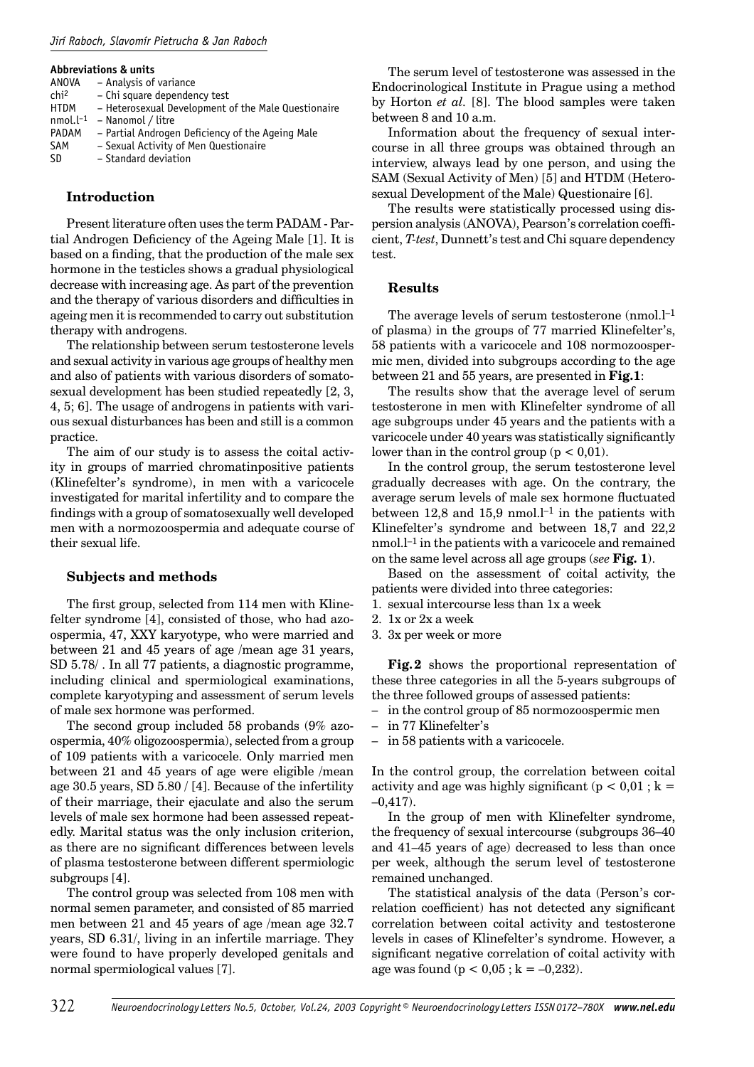**Abbreviations & units**

| | |
|---|---|
| ANOVA | – Analysis of variance |
| chi$^2$ | – Chi square dependency test |
| HTDM | – Heterosexual Development of the Male Questionaire |
| nmol.l$^{-1}$ | – Nanomol / litre |
| PADAM | – Partial Androgen Deficiency of the Ageing Male |
| SAM | – Sexual Activity of Men Questionaire |
| SD | – Standard deviation |

## Introduction

Present literature often uses the term PADAM - Partial Androgen Deficiency of the Ageing Male [1]. It is based on a finding, that the production of the male sex hormone in the testicles shows a gradual physiological decrease with increasing age. As part of the prevention and the therapy of various disorders and difficulties in ageing men it is recommended to carry out substitution therapy with androgens.

The relationship between serum testosterone levels and sexual activity in various age groups of healthy men and also of patients with various disorders of somatosexual development has been studied repeatedly [2, 3, 4, 5; 6]. The usage of androgens in patients with various sexual disturbances has been and still is a common practice.

The aim of our study is to assess the coital activity in groups of married chromatinpositive patients (Klinefelter's syndrome), in men with a varicocele investigated for marital infertility and to compare the findings with a group of somatosexually well developed men with a normozoospermia and adequate course of their sexual life.

## Subjects and methods

The first group, selected from 114 men with Klinefelter syndrome [4], consisted of those, who had azoospermia, 47, XXY karyotype, who were married and between 21 and 45 years of age /mean age 31 years, SD 5.78/ . In all 77 patients, a diagnostic programme, including clinical and spermiological examinations, complete karyotyping and assessment of serum levels of male sex hormone was performed.

The second group included 58 probands (9% azoospermia, 40% oligozoospermia), selected from a group of 109 patients with a varicocele. Only married men between 21 and 45 years of age were eligible /mean age 30.5 years, SD 5.80 / [4]. Because of the infertility of their marriage, their ejaculate and also the serum levels of male sex hormone had been assessed repeatedly. Marital status was the only inclusion criterion, as there are no significant differences between levels of plasma testosterone between different spermiologic subgroups [4].

The control group was selected from 108 men with normal semen parameter, and consisted of 85 married men between 21 and 45 years of age /mean age 32.7 years, SD 6.31/, living in an infertile marriage. They were found to have properly developed genitals and normal spermiological values [7].

The serum level of testosterone was assessed in the Endocrinological Institute in Prague using a method by Horton *et al*. [8]. The blood samples were taken between 8 and 10 a.m.

Information about the frequency of sexual intercourse in all three groups was obtained through an interview, always lead by one person, and using the SAM (Sexual Activity of Men) [5] and HTDM (Heterosexual Development of the Male) Questionaire [6].

The results were statistically processed using dispersion analysis (ANOVA), Pearson's correlation coefficient, *T-test*, Dunnett's test and Chi square dependency test.

## Results

The average levels of serum testosterone (nmol.l$^{-1}$ of plasma) in the groups of 77 married Klinefelter's, 58 patients with a varicocele and 108 normozoospermic men, divided into subgroups according to the age between 21 and 55 years, are presented in **Fig.1**:

The results show that the average level of serum testosterone in men with Klinefelter syndrome of all age subgroups under 45 years and the patients with a varicocele under 40 years was statistically significantly lower than in the control group ($p < 0,01$).

In the control group, the serum testosterone level gradually decreases with age. On the contrary, the average serum levels of male sex hormone fluctuated between 12,8 and 15,9 nmol.l$^{-1}$ in the patients with Klinefelter's syndrome and between 18,7 and 22,2 nmol.l$^{-1}$ in the patients with a varicocele and remained on the same level across all age groups (*see* **Fig. 1**).

Based on the assessment of coital activity, the patients were divided into three categories:

1. sexual intercourse less than 1x a week
2. 1x or 2x a week
3. 3x per week or more

**Fig. 2** shows the proportional representation of these three categories in all the 5-years subgroups of the three followed groups of assessed patients:

- in the control group of 85 normozoospermic men
- in 77 Klinefelter's
- in 58 patients with a varicocele.

In the control group, the correlation between coital activity and age was highly significant ($p < 0,01$ ; $k = -0,417$).

In the group of men with Klinefelter syndrome, the frequency of sexual intercourse (subgroups 36–40 and 41–45 years of age) decreased to less than once per week, although the serum level of testosterone remained unchanged.

The statistical analysis of the data (Person's correlation coefficient) has not detected any significant correlation between coital activity and testosterone levels in cases of Klinefelter's syndrome. However, a significant negative correlation of coital activity with age was found ($p < 0,05$ ; $k = -0,232$).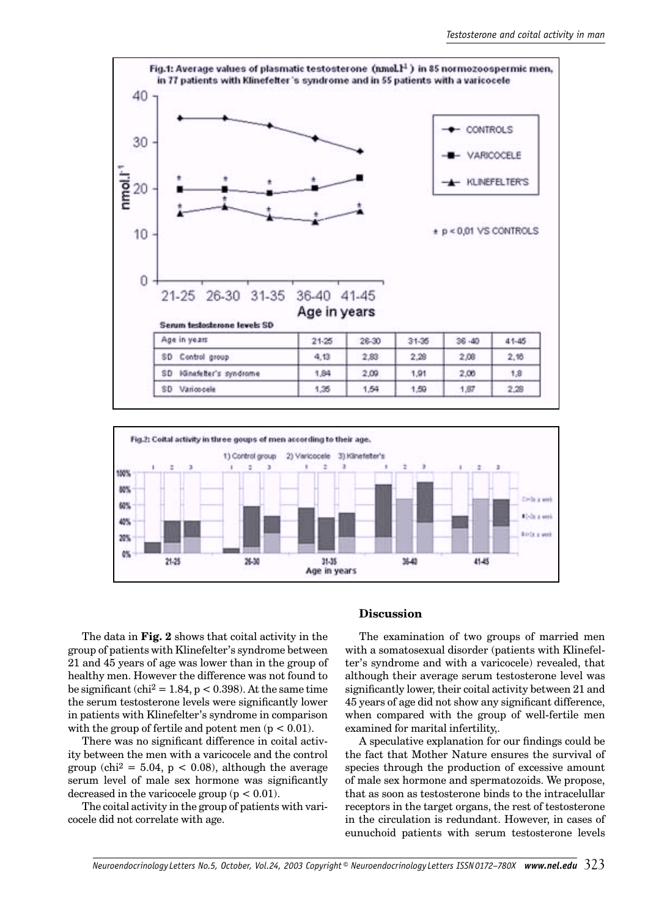Fig.1: Average values of plasmatic testosterone (nmol.l$^{-1}$) in 85 normozoospermic men, in 77 patients with Klinefelter's syndrome and in 55 patients with a varicocele

Serum testosterone levels SD

| Age in years | 21-25 | 26-30 | 31-35 | 36-40 | 41-45 |
|---|---|---|---|---|---|
| SD Control group | 4,13 | 2,83 | 2,28 | 2,08 | 2,16 |
| SD Klinefelter's syndrome | 1,84 | 2,09 | 1,91 | 2,06 | 1,8 |
| SD Varicocele | 1,35 | 1,54 | 1,59 | 1,87 | 2,28 |

Fig.2: Coital activity in three goups of men according to their age.

The data in **Fig. 2** shows that coital activity in the group of patients with Klinefelter's syndrome between 21 and 45 years of age was lower than in the group of healthy men. However the difference was not found to be significant ($chi^2 = 1.84$, $p < 0.398$). At the same time the serum testosterone levels were significantly lower in patients with Klinefelter's syndrome in comparison with the group of fertile and potent men ($p < 0.01$).

There was no significant difference in coital activity between the men with a varicocele and the control group ($chi^2 = 5.04$, $p < 0.08$), although the average serum level of male sex hormone was significantly decreased in the varicocele group ($p < 0.01$).

The coital activity in the group of patients with varicocele did not correlate with age.

## Discussion

The examination of two groups of married men with a somatosexual disorder (patients with Klinefelter's syndrome and with a varicocele) revealed, that although their average serum testosterone level was significantly lower, their coital activity between 21 and 45 years of age did not show any significant difference, when compared with the group of well-fertile men examined for marital infertility,.

A speculative explanation for our findings could be the fact that Mother Nature ensures the survival of species through the production of excessive amount of male sex hormone and spermatozoids. We propose, that as soon as testosterone binds to the intracelullar receptors in the target organs, the rest of testosterone in the circulation is redundant. However, in cases of eunuchoid patients with serum testosterone levels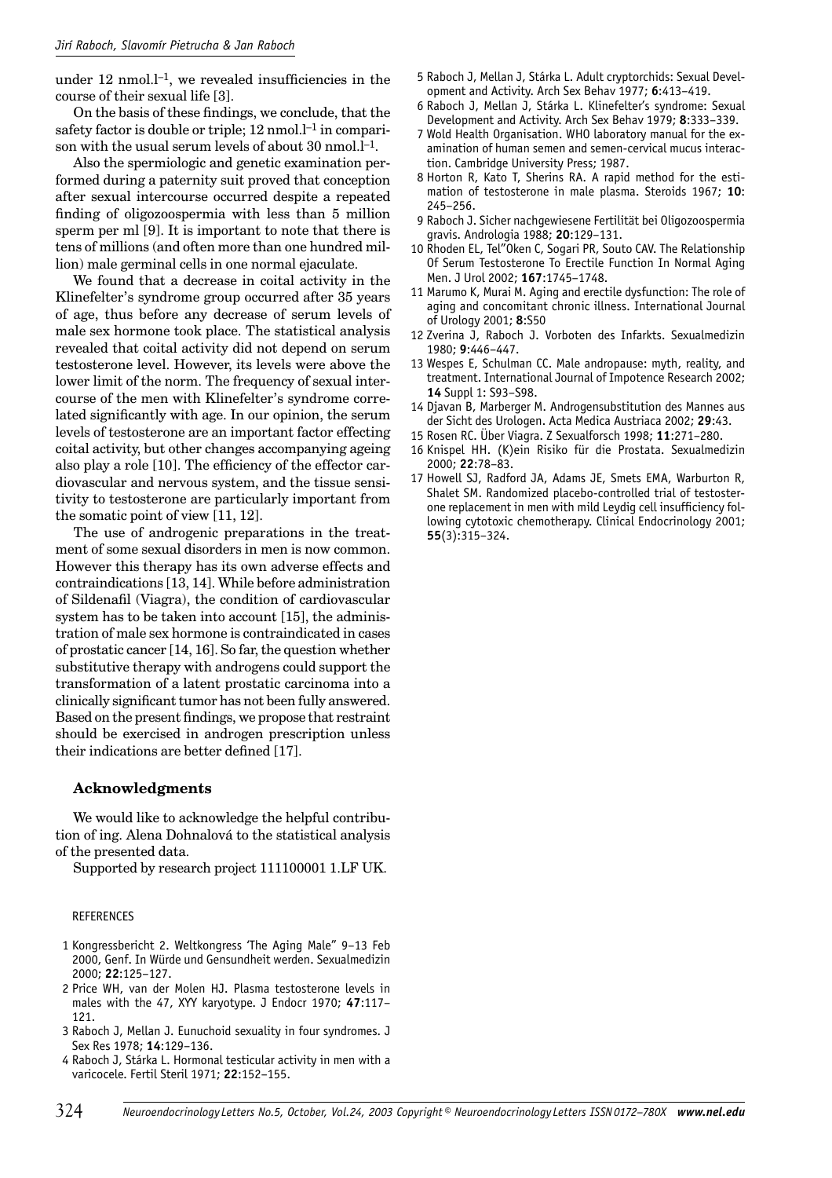under 12 nmol.l$^{-1}$, we revealed insufficiencies in the course of their sexual life [3].

On the basis of these findings, we conclude, that the safety factor is double or triple; 12 nmol.l$^{-1}$ in comparison with the usual serum levels of about 30 nmol.l$^{-1}$.

Also the spermiologic and genetic examination performed during a paternity suit proved that conception after sexual intercourse occurred despite a repeated finding of oligozoospermia with less than 5 million sperm per ml [9]. It is important to note that there is tens of millions (and often more than one hundred million) male germinal cells in one normal ejaculate.

We found that a decrease in coital activity in the Klinefelter's syndrome group occurred after 35 years of age, thus before any decrease of serum levels of male sex hormone took place. The statistical analysis revealed that coital activity did not depend on serum testosterone level. However, its levels were above the lower limit of the norm. The frequency of sexual intercourse of the men with Klinefelter's syndrome correlated significantly with age. In our opinion, the serum levels of testosterone are an important factor effecting coital activity, but other changes accompanying ageing also play a role [10]. The efficiency of the effector cardiovascular and nervous system, and the tissue sensitivity to testosterone are particularly important from the somatic point of view [11, 12].

The use of androgenic preparations in the treatment of some sexual disorders in men is now common. However this therapy has its own adverse effects and contraindications [13, 14]. While before administration of Sildenafil (Viagra), the condition of cardiovascular system has to be taken into account [15], the administration of male sex hormone is contraindicated in cases of prostatic cancer [14, 16]. So far, the question whether substitutive therapy with androgens could support the transformation of a latent prostatic carcinoma into a clinically significant tumor has not been fully answered. Based on the present findings, we propose that restraint should be exercised in androgen prescription unless their indications are better defined [17].

## Acknowledgments

We would like to acknowledge the helpful contribution of ing. Alena Dohnalová to the statistical analysis of the presented data.

Supported by research project 111100001 1.LF UK.

### REFERENCES

1. Kongressbericht 2. Weltkongress 'The Aging Male" 9–13 Feb 2000, Genf. In Würde und Gensundheit werden. Sexualmedizin 2000; **22**:125–127.
2. Price WH, van der Molen HJ. Plasma testosterone levels in males with the 47, XYY karyotype. J Endocr 1970; **47**:117–121.
3. Raboch J, Mellan J. Eunuchoid sexuality in four syndromes. J Sex Res 1978; **14**:129–136.
4. Raboch J, Stárka L. Hormonal testicular activity in men with a varicocele. Fertil Steril 1971; **22**:152–155.
5. Raboch J, Mellan J, Stárka L. Adult cryptorchids: Sexual Development and Activity. Arch Sex Behav 1977; **6**:413–419.
6. Raboch J, Mellan J, Stárka L. Klinefelter's syndrome: Sexual Development and Activity. Arch Sex Behav 1979; **8**:333–339.
7. Wold Health Organisation. WHO laboratory manual for the examination of human semen and semen-cervical mucus interaction. Cambridge University Press; 1987.
8. Horton R, Kato T, Sherins RA. A rapid method for the estimation of testosterone in male plasma. Steroids 1967; **10**: 245–256.
9. Raboch J. Sicher nachgewiesene Fertilität bei Oligozoospermia gravis. Andrologia 1988; **20**:129–131.
10. Rhoden EL, Tel"Oken C, Sogari PR, Souto CAV. The Relationship Of Serum Testosterone To Erectile Function In Normal Aging Men. J Urol 2002; **167**:1745–1748.
11. Marumo K, Murai M. Aging and erectile dysfunction: The role of aging and concomitant chronic illness. International Journal of Urology 2001; **8**:S50
12. Zverina J, Raboch J. Vorboten des Infarkts. Sexualmedizin 1980; **9**:446–447.
13. Wespes E, Schulman CC. Male andropause: myth, reality, and treatment. International Journal of Impotence Research 2002; **14** Suppl 1: S93–S98.
14. Djavan B, Marberger M. Androgensubstitution des Mannes aus der Sicht des Urologen. Acta Medica Austriaca 2002; **29**:43.
15. Rosen RC. Über Viagra. Z Sexualforsch 1998; **11**:271–280.
16. Knispel HH. (K)ein Risiko für die Prostata. Sexualmedizin 2000; **22**:78–83.
17. Howell SJ, Radford JA, Adams JE, Smets EMA, Warburton R, Shalet SM. Randomized placebo-controlled trial of testosterone replacement in men with mild Leydig cell insufficiency following cytotoxic chemotherapy. Clinical Endocrinology 2001; **55**(3):315–324.